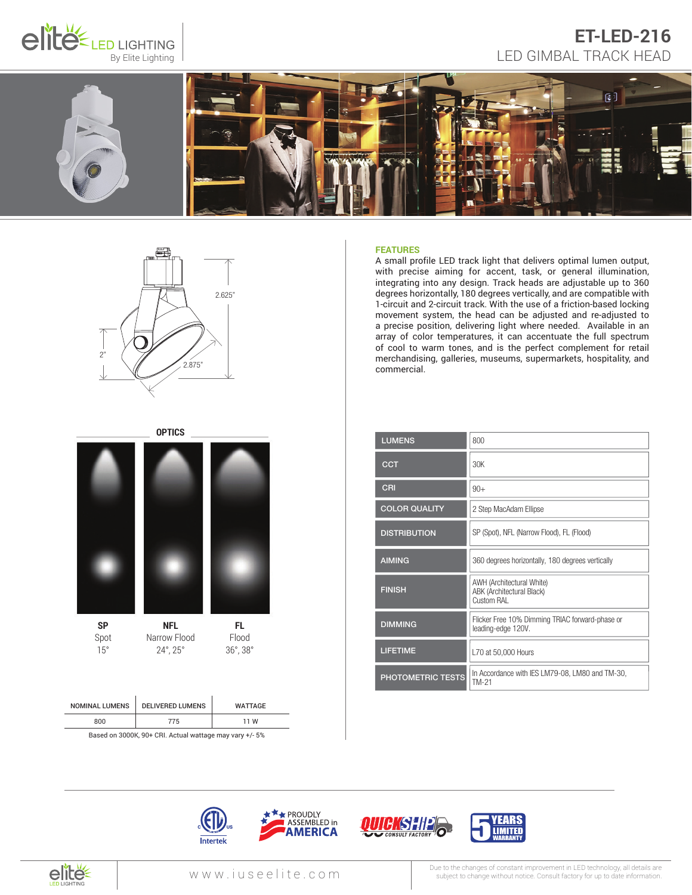elite LED LIGHTING By Elite Lighting

# ET-LED-216

## LED GIMBAL TRACK HEAD

2.625"

2"

2.875"

## FEATURES

A small profile LED track light that delivers optimal lumen output, with precise aiming for accent, task, or general illumination, integrating into any design. Track heads are adjustable up to 360 degrees horizontally, 180 degrees vertically, and are compatible with 1-circuit and 2-circuit track. With the use of a friction-based locking movement system, the head can be adjusted and re-adjusted to a precise position, delivering light where needed. Available in an array of color temperatures, it can accentuate the full spectrum of cool to warm tones, and is the perfect complement for retail merchandising, galleries, museums, supermarkets, hospitality, and commercial.

## OPTICS

| SP | NFL | FL |
|---|---|---|
| Spot | Narrow Flood | Flood |
| 15° | 24°, 25° | 36°, 38° |

| NOMINAL LUMENS | DELIVERED LUMENS | WATTAGE |
|---|---|---|
| 800 | 775 | 11 W |

Based on 3000K, 90+ CRI. Actual wattage may vary +/- 5%

| | |
|---|---|
| LUMENS | 800 |
| CCT | 30K |
| CRI | 90+ |
| COLOR QUALITY | 2 Step MacAdam Ellipse |
| DISTRIBUTION | SP (Spot), NFL (Narrow Flood), FL (Flood) |
| AIMING | 360 degrees horizontally, 180 degrees vertically |
| FINISH | AWH (Architectural White)<br>ABK (Architectural Black)<br>Custom RAL |
| DIMMING | Flicker Free 10% Dimming TRIAC forward-phase or leading-edge 120V. |
| LIFETIME | L70 at 50,000 Hours |
| PHOTOMETRIC TESTS | In Accordance with IES LM79-08, LM80 and TM-30, TM-21 |

Intertek | PROUDLY ASSEMBLED in AMERICA | QUICKSHIP CONSULT FACTORY | 5 YEARS LIMITED WARRANTY

www.iuseelite.com

Due to the changes of constant improvement in LED technology, all details are subject to change without notice. Consult factory for up to date information.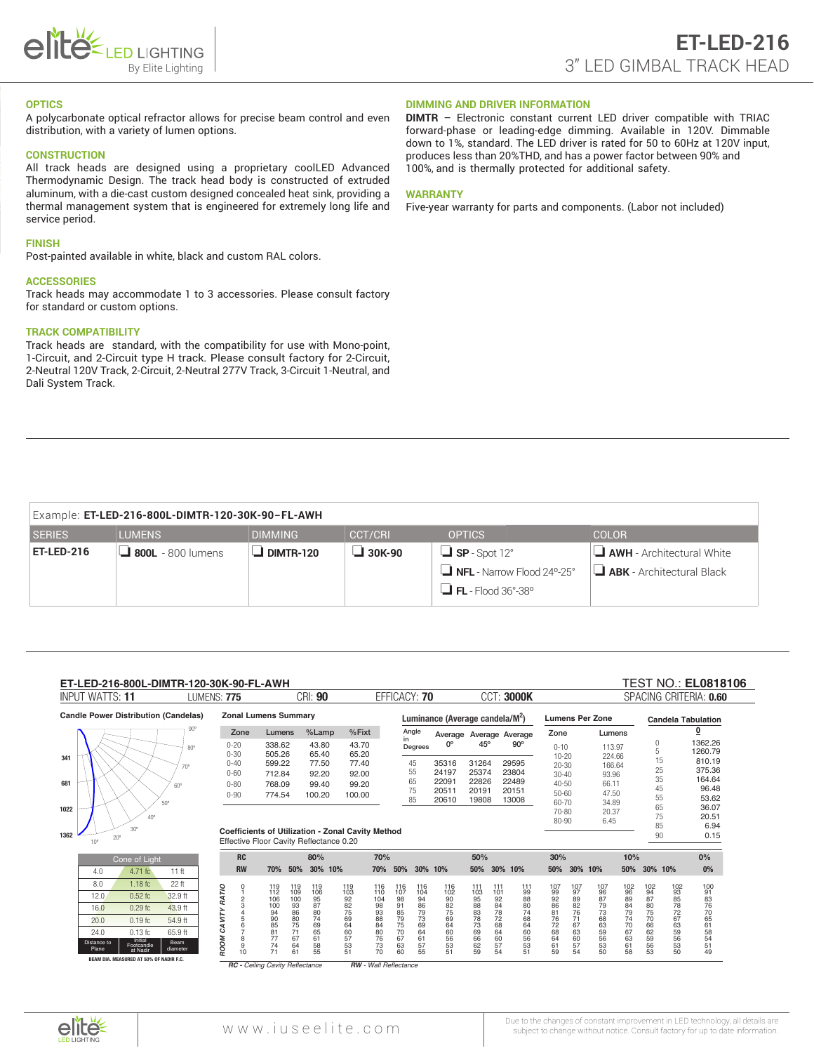# ET-LED-216

## 3" LED GIMBAL TRACK HEAD

### OPTICS

A polycarbonate optical refractor allows for precise beam control and even distribution, with a variety of lumen options.

### CONSTRUCTION

All track heads are designed using a proprietary coolLED Advanced Thermodynamic Design. The track head body is constructed of extruded aluminum, with a die-cast custom designed concealed heat sink, providing a thermal management system that is engineered for extremely long life and service period.

### FINISH

Post-painted available in white, black and custom RAL colors.

### ACCESSORIES

Track heads may accommodate 1 to 3 accessories. Please consult factory for standard or custom options.

### TRACK COMPATIBILITY

Track heads are standard, with the compatibility for use with Mono-point, 1-Circuit, and 2-Circuit type H track. Please consult factory for 2-Circuit, 2-Neutral 120V Track, 2-Circuit, 2-Neutral 277V Track, 3-Circuit 1-Neutral, and Dali System Track.

### DIMMING AND DRIVER INFORMATION

**DIMTR** – Electronic constant current LED driver compatible with TRIAC forward-phase or leading-edge dimming. Available in 120V. Dimmable down to 1%, standard. The LED driver is rated for 50 to 60Hz at 120V input, produces less than 20%THD, and has a power factor between 90% and 100%, and is thermally protected for additional safety.

### WARRANTY

Five-year warranty for parts and components. (Labor not included)

Example: **ET-LED-216-800L-DIMTR-120-30K-90–FL-AWH**

| SERIES | LUMENS | DIMMING | CCT/CRI | OPTICS | COLOR |
|---|---|---|---|---|---|
| ET-LED-216 | ❑ **800L** - 800 lumens | ❑ **DIMTR-120** | ❑ **30K-90** | ❑ **SP** - Spot 12°<br>❑ **NFL** - Narrow Flood 24º-25º<br>❑ **FL** - Flood 36º-38º | ❑ **AWH** - Architectural White<br>❑ **ABK** - Architectural Black |

**ET-LED-216-800L-DIMTR-120-30K-90-FL-AWH** TEST NO.: **EL0818106**

INPUT WATTS: **11** LUMENS: **775** CRI: **90** EFFICACY: **70** CCT: **3000K** SPACING CRITERIA: **0.60**

**Candle Power Distribution (Candelas)**

90° 80° 70° 60° 50° 40° 30° 20° 10°
341
681
1022
1362

**Zonal Lumens Summary**

| Zone | Lumens | %Lamp | %Fixt |
|---|---|---|---|
| 0-20 | 338.62 | 43.80 | 43.70 |
| 0-30 | 505.26 | 65.40 | 65.20 |
| 0-40 | 599.22 | 77.50 | 77.40 |
| 0-60 | 712.84 | 92.20 | 92.00 |
| 0-80 | 768.09 | 99.40 | 99.20 |
| 0-90 | 774.54 | 100.20 | 100.00 |

**Luminance (Average candela/M²)**

| Angle in Degrees | Average 0º | Average 45º | Average 90º |
|---|---|---|---|
| 45 | 35316 | 31264 | 29595 |
| 55 | 24197 | 25374 | 23804 |
| 65 | 22091 | 22826 | 22489 |
| 75 | 20511 | 20191 | 20151 |
| 85 | 20610 | 19808 | 13008 |

**Lumens Per Zone**

| Zone | Lumens |
|---|---|
| 0-10 | 113.97 |
| 10-20 | 224.66 |
| 20-30 | 166.64 |
| 30-40 | 93.96 |
| 40-50 | 66.11 |
| 50-60 | 47.50 |
| 60-70 | 34.89 |
| 70-80 | 20.37 |
| 80-90 | 6.45 |

**Candela Tabulation**

| | 0 |
|---|---|
| 0 | 1362.26 |
| 5 | 1260.79 |
| 15 | 810.19 |
| 25 | 375.36 |
| 35 | 164.64 |
| 45 | 96.48 |
| 55 | 53.62 |
| 65 | 36.07 |
| 75 | 20.51 |
| 85 | 6.94 |
| 90 | 0.15 |

**Cone of Light**

| Distance to Plane | Initial Footcandle at Nadir | Beam diameter |
|---|---|---|
| 4.0 | 4.71 fc | 11 ft |
| 8.0 | 1.18 fc | 22 ft |
| 12.0 | 0.52 fc | 32.9 ft |
| 16.0 | 0.29 fc | 43.9 ft |
| 20.0 | 0.19 fc | 54.9 ft |
| 24.0 | 0.13 fc | 65.9 ft |

BEAM DIA. MEASURED AT 50% OF NADIR F.C.

**Coefficients of Utilization - Zonal Cavity Method**
Effective Floor Cavity Reflectance 0.20

| RC | 80% | | | | 70% | | | | 50% | | | 30% | | | 10% | | | 0% |
|---|---|---|---|---|---|---|---|---|---|---|---|---|---|---|---|---|---|---|
| RW | 70% | 50% | 30% | 10% | 70% | 50% | 30% | 10% | 50% | 30% | 10% | 50% | 30% | 10% | 50% | 30% | 10% | 0% |
| 0 | 119 | 119 | 119 | 119 | 116 | 116 | 116 | 116 | 111 | 111 | 111 | 107 | 107 | 107 | 102 | 102 | 102 | 100 |
| 1 | 112 | 109 | 106 | 103 | 110 | 107 | 104 | 102 | 103 | 101 | 99 | 99 | 97 | 96 | 96 | 94 | 93 | 91 |
| 2 | 106 | 100 | 95 | 92 | 104 | 98 | 94 | 90 | 95 | 92 | 88 | 92 | 89 | 87 | 89 | 87 | 85 | 83 |
| 3 | 100 | 93 | 87 | 82 | 98 | 91 | 86 | 82 | 88 | 84 | 80 | 86 | 82 | 79 | 84 | 80 | 78 | 76 |
| 4 | 94 | 86 | 80 | 75 | 93 | 85 | 79 | 75 | 83 | 78 | 74 | 81 | 76 | 73 | 79 | 75 | 72 | 70 |
| 5 | 90 | 80 | 74 | 69 | 88 | 79 | 73 | 69 | 78 | 72 | 68 | 76 | 71 | 68 | 74 | 70 | 67 | 65 |
| 6 | 85 | 75 | 69 | 64 | 84 | 75 | 69 | 64 | 73 | 68 | 64 | 72 | 67 | 63 | 70 | 66 | 63 | 61 |
| 7 | 81 | 71 | 65 | 60 | 80 | 70 | 64 | 60 | 69 | 64 | 60 | 68 | 63 | 59 | 67 | 62 | 59 | 58 |
| 8 | 77 | 67 | 61 | 57 | 76 | 67 | 61 | 56 | 66 | 60 | 56 | 64 | 60 | 56 | 63 | 59 | 56 | 54 |
| 9 | 74 | 64 | 58 | 53 | 73 | 63 | 57 | 53 | 62 | 57 | 53 | 61 | 57 | 53 | 61 | 56 | 53 | 51 |
| 10 | 71 | 61 | 55 | 51 | 70 | 60 | 55 | 51 | 59 | 54 | 51 | 59 | 54 | 50 | 58 | 53 | 50 | 49 |

ROOM CAVITY RATIO

*RC - Ceiling Cavity Reflectance* *RW - Wall Reflectance*

www.iuseelite.com

Due to the changes of constant improvement in LED technology, all details are subject to change without notice. Consult factory for up to date information.